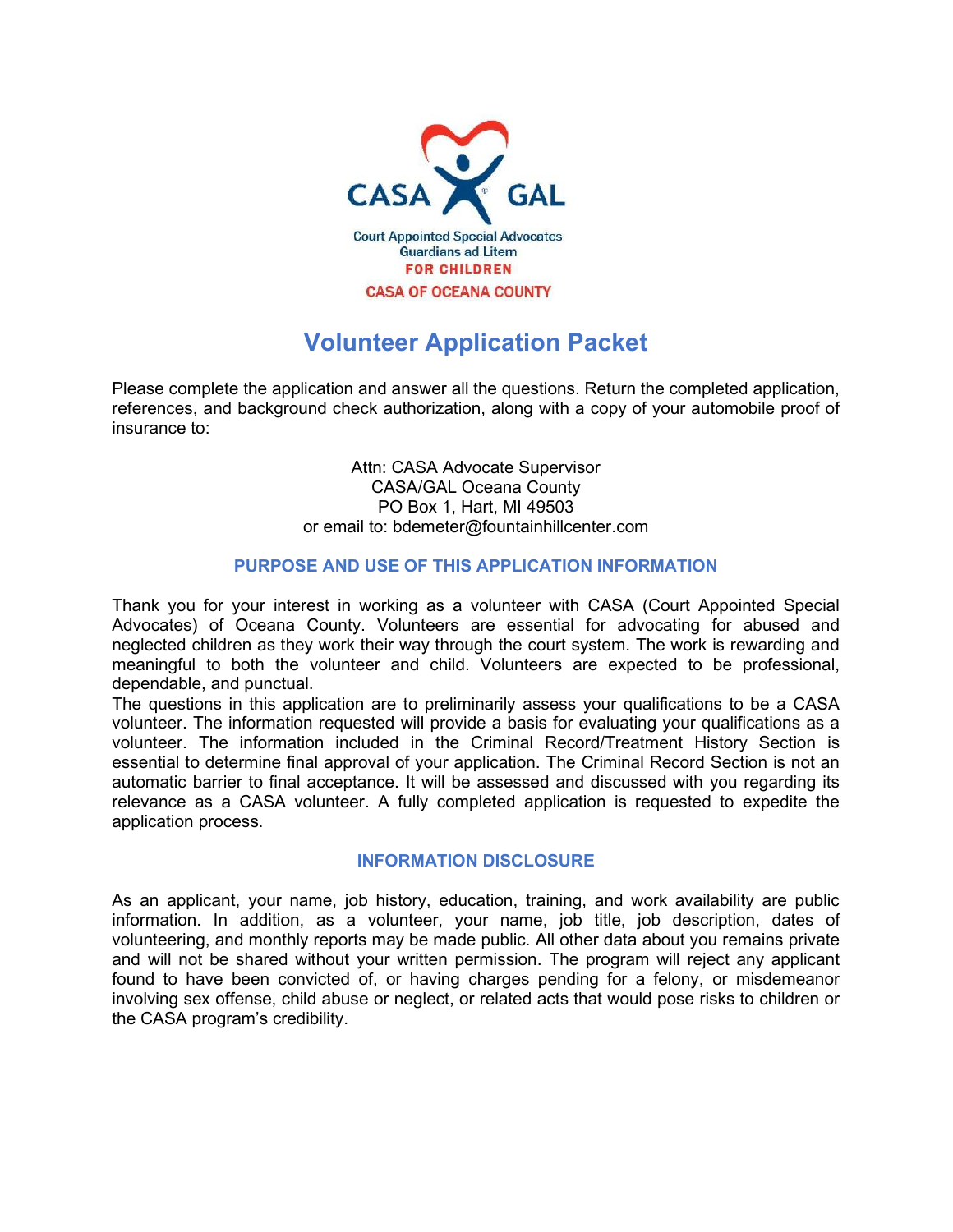CASA GAL

Court Appointed Special Advocates
Guardians ad Litem
FOR CHILDREN
CASA OF OCEANA COUNTY

# Volunteer Application Packet

Please complete the application and answer all the questions. Return the completed application, references, and background check authorization, along with a copy of your automobile proof of insurance to:

Attn: CASA Advocate Supervisor
CASA/GAL Oceana County
PO Box 1, Hart, MI 49503
or email to: bdemeter@fountainhillcenter.com

## PURPOSE AND USE OF THIS APPLICATION INFORMATION

Thank you for your interest in working as a volunteer with CASA (Court Appointed Special Advocates) of Oceana County. Volunteers are essential for advocating for abused and neglected children as they work their way through the court system. The work is rewarding and meaningful to both the volunteer and child. Volunteers are expected to be professional, dependable, and punctual.
The questions in this application are to preliminarily assess your qualifications to be a CASA volunteer. The information requested will provide a basis for evaluating your qualifications as a volunteer. The information included in the Criminal Record/Treatment History Section is essential to determine final approval of your application. The Criminal Record Section is not an automatic barrier to final acceptance. It will be assessed and discussed with you regarding its relevance as a CASA volunteer. A fully completed application is requested to expedite the application process.

## INFORMATION DISCLOSURE

As an applicant, your name, job history, education, training, and work availability are public information. In addition, as a volunteer, your name, job title, job description, dates of volunteering, and monthly reports may be made public. All other data about you remains private and will not be shared without your written permission. The program will reject any applicant found to have been convicted of, or having charges pending for a felony, or misdemeanor involving sex offense, child abuse or neglect, or related acts that would pose risks to children or the CASA program's credibility.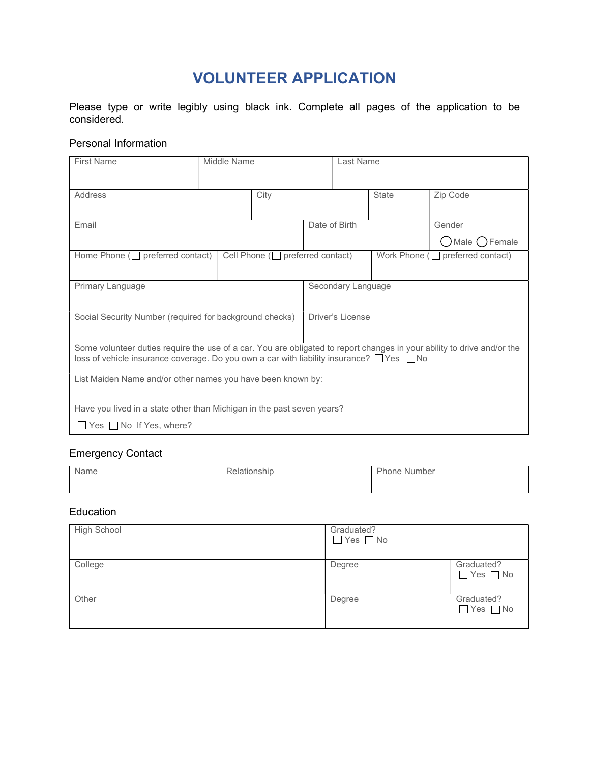# VOLUNTEER APPLICATION

Please type or write legibly using black ink. Complete all pages of the application to be considered.

## Personal Information

| First Name | Middle Name | Last Name |
|---|---|---|
| | | |

| Address | City | State | Zip Code |
|---|---|---|---|
| | | | |

| Email | Date of Birth | Gender ◯ Male ◯ Female |
|---|---|---|
| | | |

| Home Phone (☐ preferred contact) | Cell Phone (☐ preferred contact) | Work Phone (☐ preferred contact) |
|---|---|---|
| | | |

| Primary Language | Secondary Language |
|---|---|
| | |

| Social Security Number (required for background checks) | Driver's License |
|---|---|
| | |

Some volunteer duties require the use of a car. You are obligated to report changes in your ability to drive and/or the loss of vehicle insurance coverage. Do you own a car with liability insurance? ☐ Yes ☐ No

List Maiden Name and/or other names you have been known by:

Have you lived in a state other than Michigan in the past seven years?

☐ Yes ☐ No If Yes, where?

## Emergency Contact

| Name | Relationship | Phone Number |
|---|---|---|
| | | |

## Education

| High School | Graduated? ☐ Yes ☐ No | |
|---|---|---|
| **College** | **Degree** | **Graduated? ☐ Yes ☐ No** |
| **Other** | **Degree** | **Graduated? ☐ Yes ☐ No** |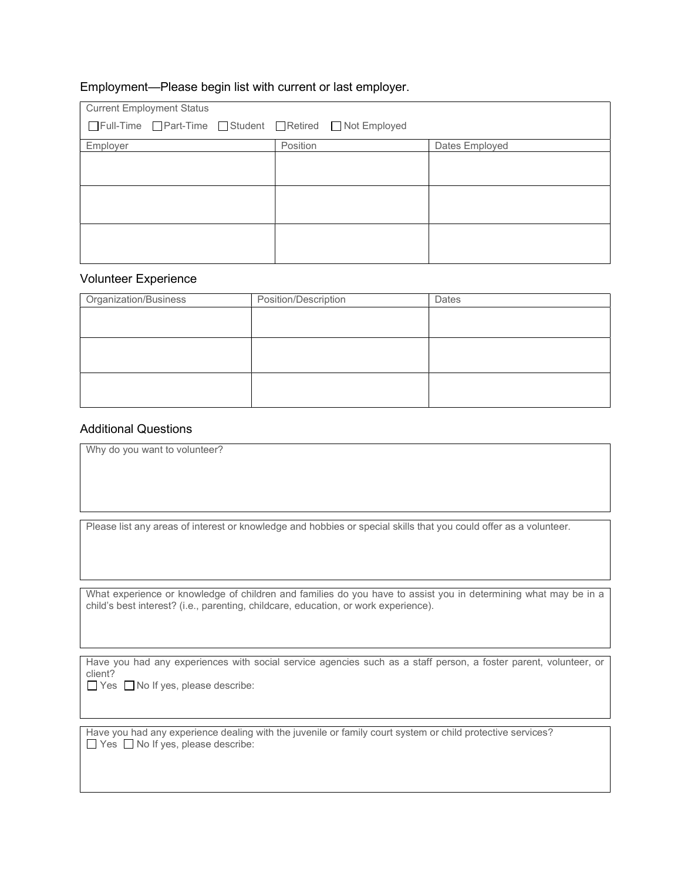## Employment—Please begin list with current or last employer.

Current Employment Status

☐ Full-Time ☐ Part-Time ☐ Student ☐ Retired ☐ Not Employed

| Employer | Position | Dates Employed |
|---|---|---|
| | | |
| | | |
| | | |

## Volunteer Experience

| Organization/Business | Position/Description | Dates |
|---|---|---|
| | | |
| | | |
| | | |

## Additional Questions

Why do you want to volunteer?

Please list any areas of interest or knowledge and hobbies or special skills that you could offer as a volunteer.

What experience or knowledge of children and families do you have to assist you in determining what may be in a child's best interest? (i.e., parenting, childcare, education, or work experience).

Have you had any experiences with social service agencies such as a staff person, a foster parent, volunteer, or client?
☐ Yes ☐ No If yes, please describe:

Have you had any experience dealing with the juvenile or family court system or child protective services?
☐ Yes ☐ No If yes, please describe: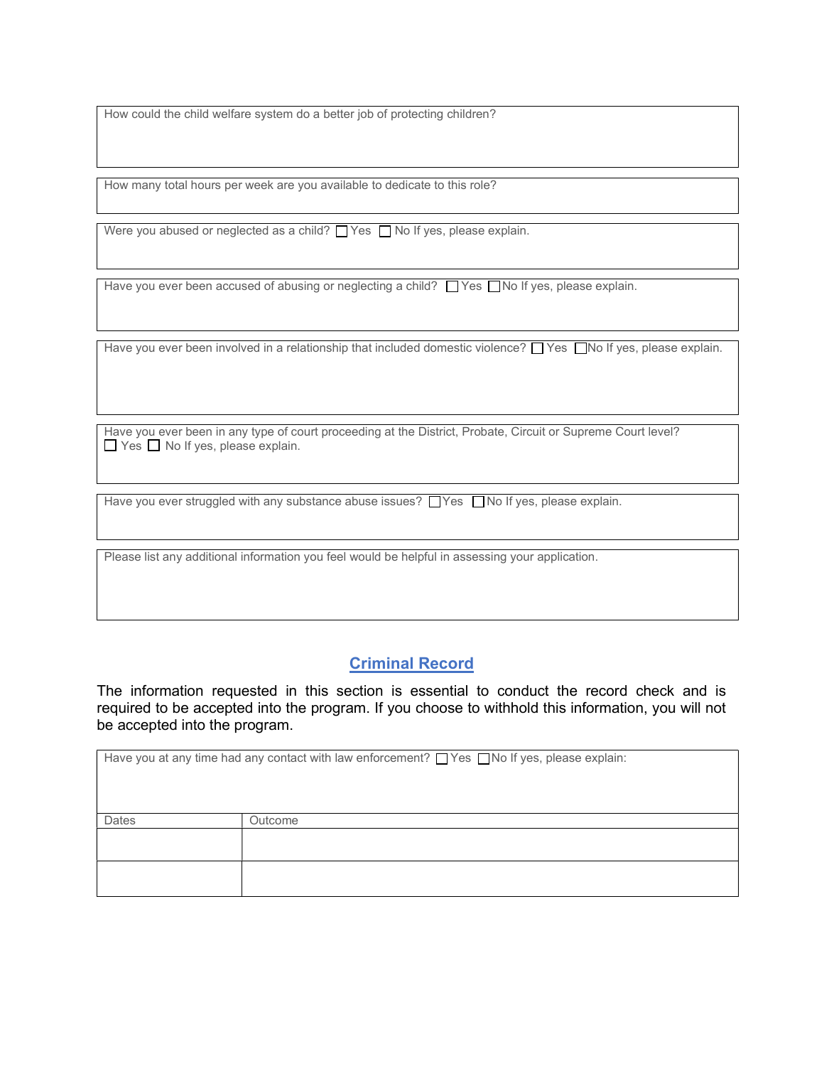How could the child welfare system do a better job of protecting children?

How many total hours per week are you available to dedicate to this role?

Were you abused or neglected as a child? ☐ Yes ☐ No If yes, please explain.

Have you ever been accused of abusing or neglecting a child? ☐ Yes ☐ No If yes, please explain.

Have you ever been involved in a relationship that included domestic violence? ☐ Yes ☐ No If yes, please explain.

Have you ever been in any type of court proceeding at the District, Probate, Circuit or Supreme Court level?
☐ Yes ☐ No If yes, please explain.

Have you ever struggled with any substance abuse issues? ☐ Yes ☐ No If yes, please explain.

Please list any additional information you feel would be helpful in assessing your application.

## Criminal Record

The information requested in this section is essential to conduct the record check and is required to be accepted into the program. If you choose to withhold this information, you will not be accepted into the program.

Have you at any time had any contact with law enforcement? ☐ Yes ☐ No If yes, please explain:

| Dates | Outcome |
|---|---|
| | |
| | |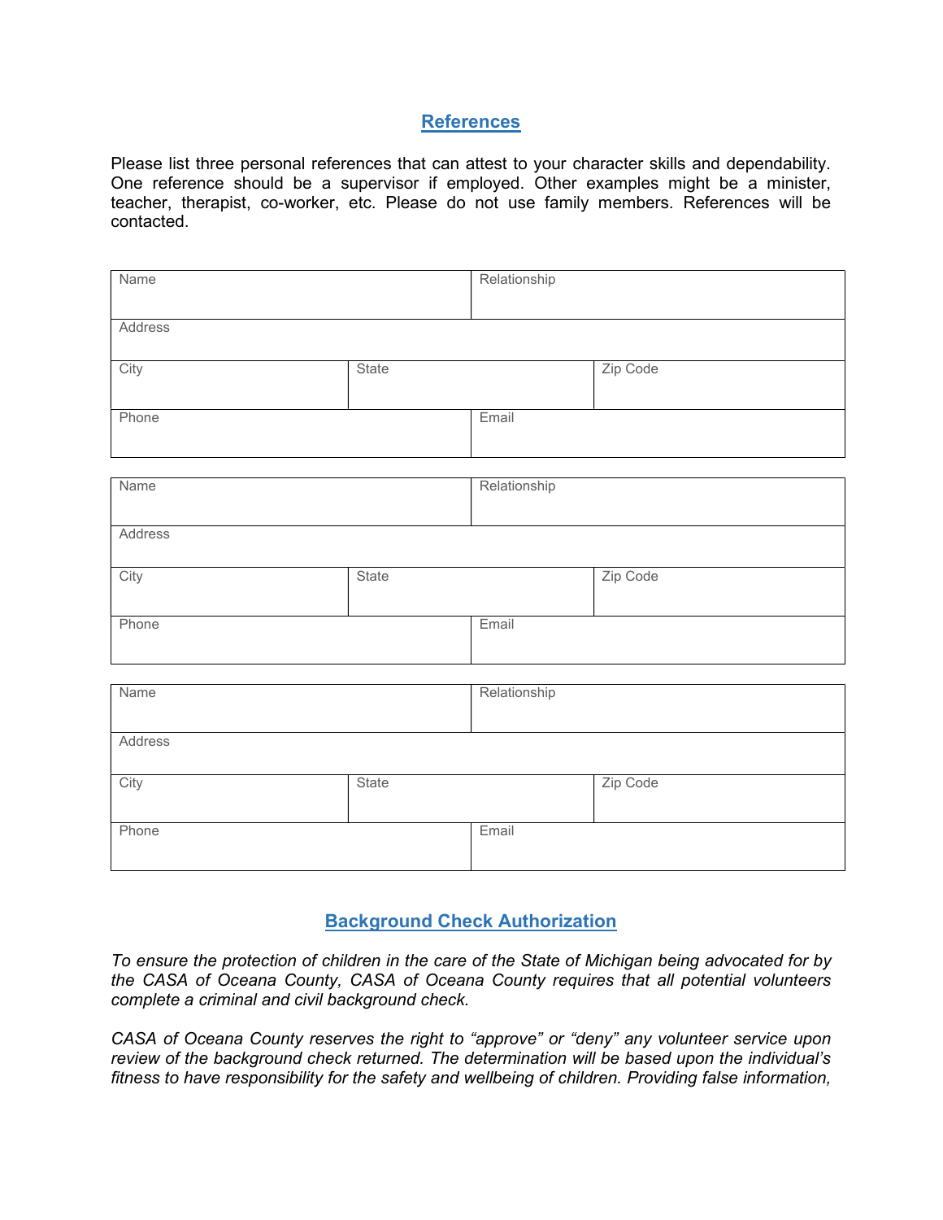## References

Please list three personal references that can attest to your character skills and dependability. One reference should be a supervisor if employed. Other examples might be a minister, teacher, therapist, co-worker, etc. Please do not use family members. References will be contacted.

| Name | | Relationship |
|---|---|---|
| Address | | |
| City | State | Zip Code |
| Phone | | Email |

| Name | | Relationship |
|---|---|---|
| Address | | |
| City | State | Zip Code |
| Phone | | Email |

| Name | | Relationship |
|---|---|---|
| Address | | |
| City | State | Zip Code |
| Phone | | Email |

## Background Check Authorization

*To ensure the protection of children in the care of the State of Michigan being advocated for by the CASA of Oceana County, CASA of Oceana County requires that all potential volunteers complete a criminal and civil background check.*

*CASA of Oceana County reserves the right to "approve" or "deny" any volunteer service upon review of the background check returned. The determination will be based upon the individual's fitness to have responsibility for the safety and wellbeing of children. Providing false information,*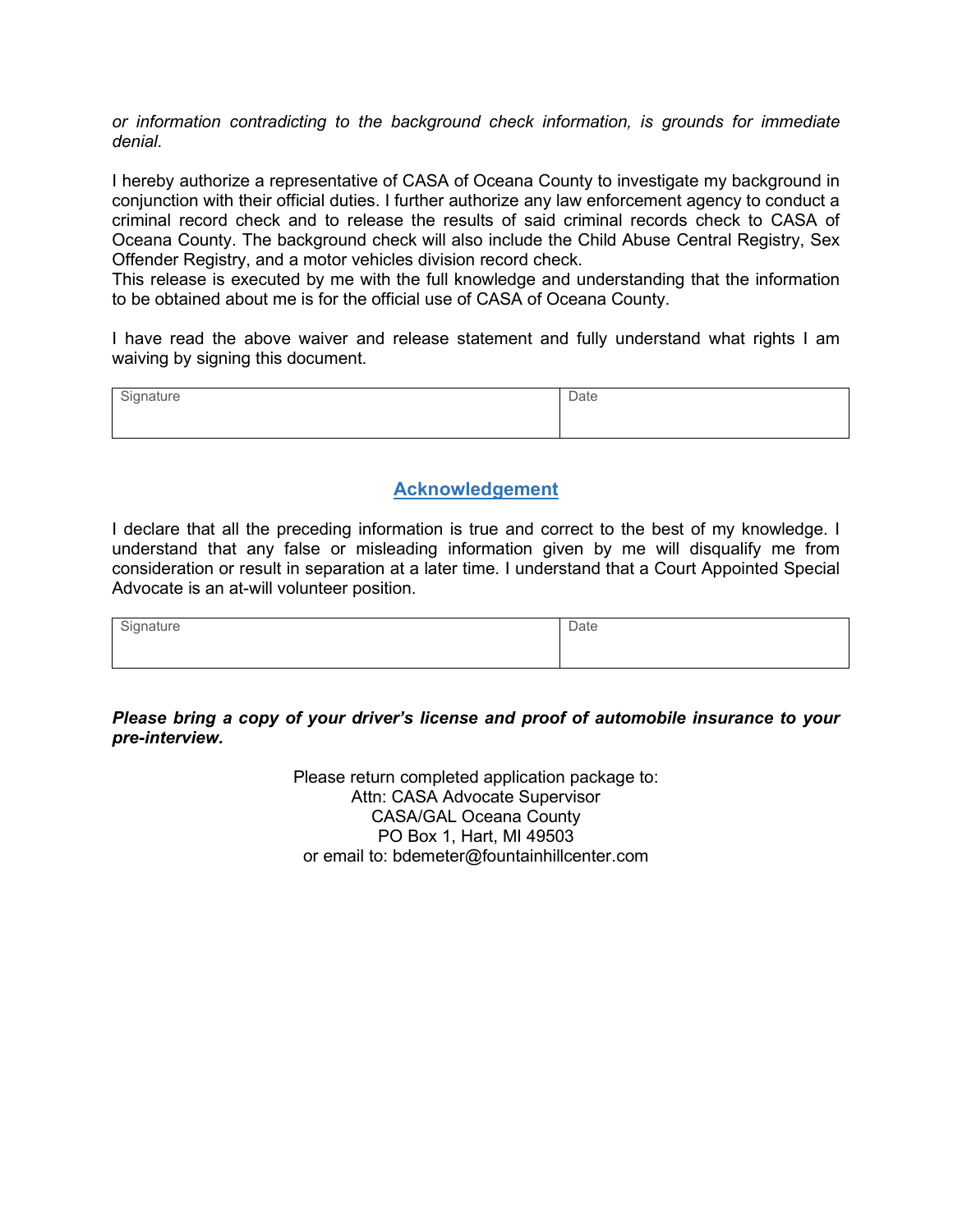*or information contradicting to the background check information, is grounds for immediate denial.*

I hereby authorize a representative of CASA of Oceana County to investigate my background in conjunction with their official duties. I further authorize any law enforcement agency to conduct a criminal record check and to release the results of said criminal records check to CASA of Oceana County. The background check will also include the Child Abuse Central Registry, Sex Offender Registry, and a motor vehicles division record check.
This release is executed by me with the full knowledge and understanding that the information to be obtained about me is for the official use of CASA of Oceana County.

I have read the above waiver and release statement and fully understand what rights I am waiving by signing this document.

| Signature | Date |
|---|---|
| | |

## Acknowledgement

I declare that all the preceding information is true and correct to the best of my knowledge. I understand that any false or misleading information given by me will disqualify me from consideration or result in separation at a later time. I understand that a Court Appointed Special Advocate is an at-will volunteer position.

| Signature | Date |
|---|---|
| | |

***Please bring a copy of your driver's license and proof of automobile insurance to your pre-interview.***

Please return completed application package to:
Attn: CASA Advocate Supervisor
CASA/GAL Oceana County
PO Box 1, Hart, MI 49503
or email to: bdemeter@fountainhillcenter.com